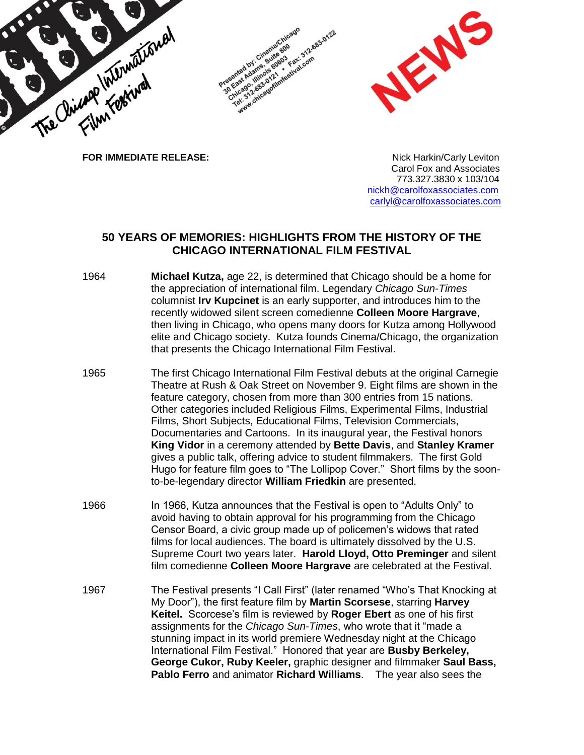The Chicago International Film Festival

Presented by: Cinema/Chicago
30 East Adams, Suite 800
Chicago, Illinois 60603
Tel: 312-683-0121 • Fax: 312-683-0122
www.chicagofilmfestival.com

NEWS

**FOR IMMEDIATE RELEASE:**

Nick Harkin/Carly Leviton
Carol Fox and Associates
773.327.3830 x 103/104
nickh@carolfoxassociates.com
carlyl@carolfoxassociates.com

## 50 YEARS OF MEMORIES: HIGHLIGHTS FROM THE HISTORY OF THE CHICAGO INTERNATIONAL FILM FESTIVAL

1964 — **Michael Kutza,** age 22, is determined that Chicago should be a home for the appreciation of international film. Legendary *Chicago Sun-Times* columnist **Irv Kupcinet** is an early supporter, and introduces him to the recently widowed silent screen comedienne **Colleen Moore Hargrave**, then living in Chicago, who opens many doors for Kutza among Hollywood elite and Chicago society. Kutza founds Cinema/Chicago, the organization that presents the Chicago International Film Festival.

1965 — The first Chicago International Film Festival debuts at the original Carnegie Theatre at Rush & Oak Street on November 9. Eight films are shown in the feature category, chosen from more than 300 entries from 15 nations. Other categories included Religious Films, Experimental Films, Industrial Films, Short Subjects, Educational Films, Television Commercials, Documentaries and Cartoons. In its inaugural year, the Festival honors **King Vidor** in a ceremony attended by **Bette Davis**, and **Stanley Kramer** gives a public talk, offering advice to student filmmakers. The first Gold Hugo for feature film goes to "The Lollipop Cover." Short films by the soon-to-be-legendary director **William Friedkin** are presented.

1966 — In 1966, Kutza announces that the Festival is open to "Adults Only" to avoid having to obtain approval for his programming from the Chicago Censor Board, a civic group made up of policemen's widows that rated films for local audiences. The board is ultimately dissolved by the U.S. Supreme Court two years later. **Harold Lloyd, Otto Preminger** and silent film comedienne **Colleen Moore Hargrave** are celebrated at the Festival.

1967 — The Festival presents "I Call First" (later renamed "Who's That Knocking at My Door"), the first feature film by **Martin Scorsese**, starring **Harvey Keitel.** Scorcese's film is reviewed by **Roger Ebert** as one of his first assignments for the *Chicago Sun-Times*, who wrote that it "made a stunning impact in its world premiere Wednesday night at the Chicago International Film Festival." Honored that year are **Busby Berkeley, George Cukor, Ruby Keeler,** graphic designer and filmmaker **Saul Bass, Pablo Ferro** and animator **Richard Williams**. The year also sees the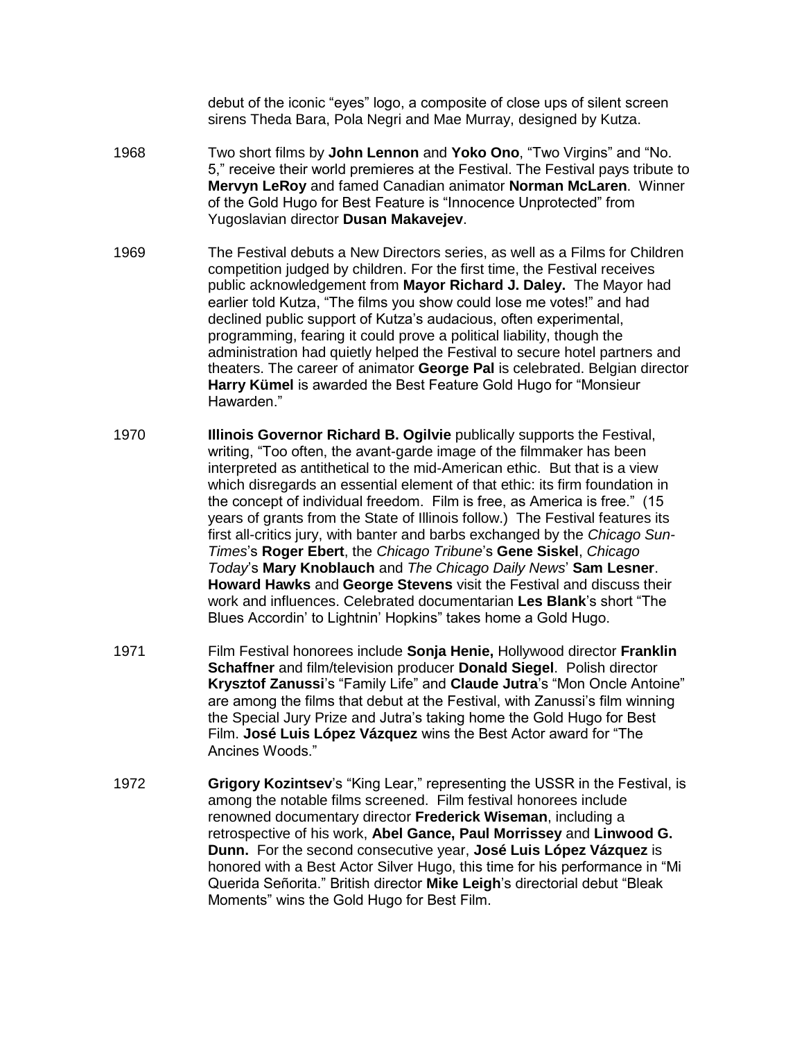debut of the iconic “eyes” logo, a composite of close ups of silent screen sirens Theda Bara, Pola Negri and Mae Murray, designed by Kutza.

1968 Two short films by **John Lennon** and **Yoko Ono**, “Two Virgins” and “No. 5,” receive their world premieres at the Festival. The Festival pays tribute to **Mervyn LeRoy** and famed Canadian animator **Norman McLaren**. Winner of the Gold Hugo for Best Feature is “Innocence Unprotected” from Yugoslavian director **Dusan Makavejev**.

1969 The Festival debuts a New Directors series, as well as a Films for Children competition judged by children. For the first time, the Festival receives public acknowledgement from **Mayor Richard J. Daley.** The Mayor had earlier told Kutza, “The films you show could lose me votes!” and had declined public support of Kutza’s audacious, often experimental, programming, fearing it could prove a political liability, though the administration had quietly helped the Festival to secure hotel partners and theaters. The career of animator **George Pal** is celebrated. Belgian director **Harry Kümel** is awarded the Best Feature Gold Hugo for “Monsieur Hawarden.”

1970 **Illinois Governor Richard B. Ogilvie** publically supports the Festival, writing, “Too often, the avant-garde image of the filmmaker has been interpreted as antithetical to the mid-American ethic. But that is a view which disregards an essential element of that ethic: its firm foundation in the concept of individual freedom. Film is free, as America is free.” (15 years of grants from the State of Illinois follow.) The Festival features its first all-critics jury, with banter and barbs exchanged by the *Chicago Sun-Times*’s **Roger Ebert**, the *Chicago Tribune*’s **Gene Siskel**, *Chicago Today*’s **Mary Knoblauch** and *The Chicago Daily News*’ **Sam Lesner**. **Howard Hawks** and **George Stevens** visit the Festival and discuss their work and influences. Celebrated documentarian **Les Blank**’s short “The Blues Accordin’ to Lightnin’ Hopkins” takes home a Gold Hugo.

1971 Film Festival honorees include **Sonja Henie,** Hollywood director **Franklin Schaffner** and film/television producer **Donald Siegel**. Polish director **Krysztof Zanussi**’s “Family Life” and **Claude Jutra**’s “Mon Oncle Antoine” are among the films that debut at the Festival, with Zanussi’s film winning the Special Jury Prize and Jutra’s taking home the Gold Hugo for Best Film. **José Luis López Vázquez** wins the Best Actor award for “The Ancines Woods.”

1972 **Grigory Kozintsev**’s “King Lear,” representing the USSR in the Festival, is among the notable films screened. Film festival honorees include renowned documentary director **Frederick Wiseman**, including a retrospective of his work, **Abel Gance, Paul Morrissey** and **Linwood G. Dunn.** For the second consecutive year, **José Luis López Vázquez** is honored with a Best Actor Silver Hugo, this time for his performance in “Mi Querida Señorita.” British director **Mike Leigh**’s directorial debut “Bleak Moments” wins the Gold Hugo for Best Film.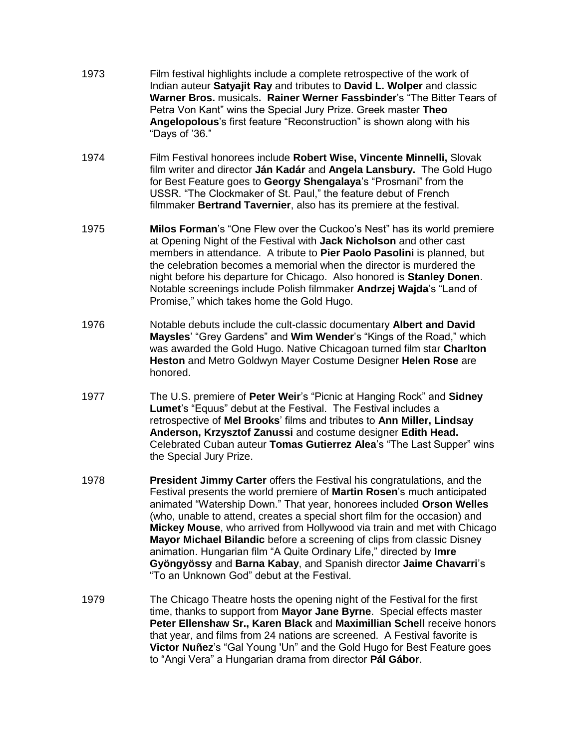1973 Film festival highlights include a complete retrospective of the work of Indian auteur **Satyajit Ray** and tributes to **David L. Wolper** and classic **Warner Bros.** musicals**. Rainer Werner Fassbinder**'s "The Bitter Tears of Petra Von Kant" wins the Special Jury Prize. Greek master **Theo Angelopolous**'s first feature "Reconstruction" is shown along with his "Days of '36."

1974 Film Festival honorees include **Robert Wise, Vincente Minnelli,** Slovak film writer and director **Ján Kadár** and **Angela Lansbury.** The Gold Hugo for Best Feature goes to **Georgy Shengalaya**'s "Prosmani" from the USSR. "The Clockmaker of St. Paul," the feature debut of French filmmaker **Bertrand Tavernier**, also has its premiere at the festival.

1975 **Milos Forman**'s "One Flew over the Cuckoo's Nest" has its world premiere at Opening Night of the Festival with **Jack Nicholson** and other cast members in attendance. A tribute to **Pier Paolo Pasolini** is planned, but the celebration becomes a memorial when the director is murdered the night before his departure for Chicago. Also honored is **Stanley Donen**. Notable screenings include Polish filmmaker **Andrzej Wajda**'s "Land of Promise," which takes home the Gold Hugo.

1976 Notable debuts include the cult-classic documentary **Albert and David Maysles**' "Grey Gardens" and **Wim Wender**'s "Kings of the Road," which was awarded the Gold Hugo. Native Chicagoan turned film star **Charlton Heston** and Metro Goldwyn Mayer Costume Designer **Helen Rose** are honored.

1977 The U.S. premiere of **Peter Weir**'s "Picnic at Hanging Rock" and **Sidney Lumet**'s "Equus" debut at the Festival. The Festival includes a retrospective of **Mel Brooks**' films and tributes to **Ann Miller, Lindsay Anderson, Krzysztof Zanussi** and costume designer **Edith Head.** Celebrated Cuban auteur **Tomas Gutierrez Alea**'s "The Last Supper" wins the Special Jury Prize.

1978 **President Jimmy Carter** offers the Festival his congratulations, and the Festival presents the world premiere of **Martin Rosen**'s much anticipated animated "Watership Down." That year, honorees included **Orson Welles** (who, unable to attend, creates a special short film for the occasion) and **Mickey Mouse**, who arrived from Hollywood via train and met with Chicago **Mayor Michael Bilandic** before a screening of clips from classic Disney animation. Hungarian film "A Quite Ordinary Life," directed by **Imre Gyöngyössy** and **Barna Kabay**, and Spanish director **Jaime Chavarri**'s "To an Unknown God" debut at the Festival.

1979 The Chicago Theatre hosts the opening night of the Festival for the first time, thanks to support from **Mayor Jane Byrne**. Special effects master **Peter Ellenshaw Sr., Karen Black** and **Maximillian Schell** receive honors that year, and films from 24 nations are screened. A Festival favorite is **Victor Nuñez**'s "Gal Young 'Un" and the Gold Hugo for Best Feature goes to "Angi Vera" a Hungarian drama from director **Pál Gábor**.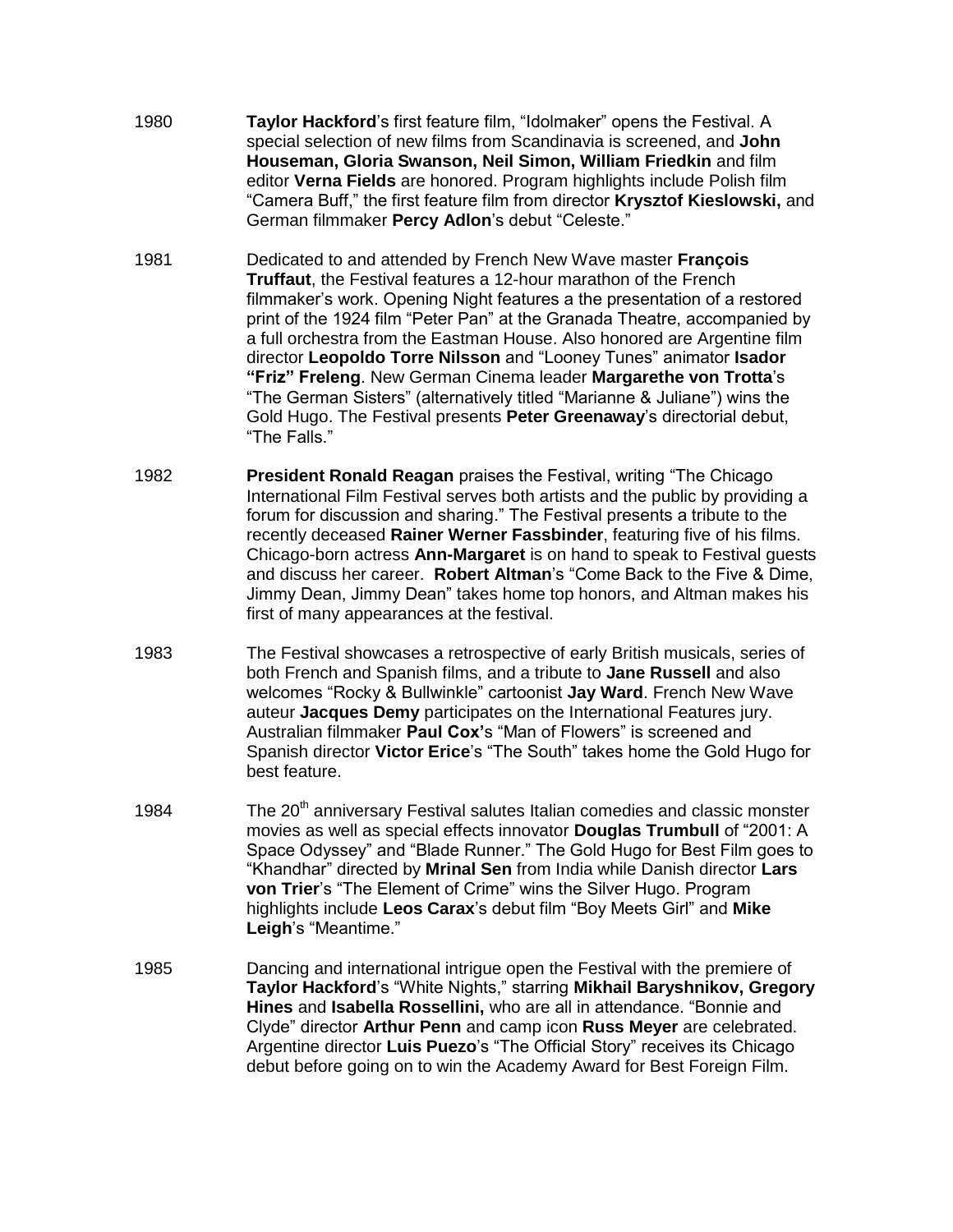1980 **Taylor Hackford**'s first feature film, "Idolmaker" opens the Festival. A special selection of new films from Scandinavia is screened, and **John Houseman, Gloria Swanson, Neil Simon, William Friedkin** and film editor **Verna Fields** are honored. Program highlights include Polish film "Camera Buff," the first feature film from director **Krysztof Kieslowski,** and German filmmaker **Percy Adlon**'s debut "Celeste."

1981 Dedicated to and attended by French New Wave master **François Truffaut**, the Festival features a 12-hour marathon of the French filmmaker's work. Opening Night features a the presentation of a restored print of the 1924 film "Peter Pan" at the Granada Theatre, accompanied by a full orchestra from the Eastman House. Also honored are Argentine film director **Leopoldo Torre Nilsson** and "Looney Tunes" animator **Isador "Friz" Freleng**. New German Cinema leader **Margarethe von Trotta**'s "The German Sisters" (alternatively titled "Marianne & Juliane") wins the Gold Hugo. The Festival presents **Peter Greenaway**'s directorial debut, "The Falls."

1982 **President Ronald Reagan** praises the Festival, writing "The Chicago International Film Festival serves both artists and the public by providing a forum for discussion and sharing." The Festival presents a tribute to the recently deceased **Rainer Werner Fassbinder**, featuring five of his films. Chicago-born actress **Ann-Margaret** is on hand to speak to Festival guests and discuss her career. **Robert Altman**'s "Come Back to the Five & Dime, Jimmy Dean, Jimmy Dean" takes home top honors, and Altman makes his first of many appearances at the festival.

1983 The Festival showcases a retrospective of early British musicals, series of both French and Spanish films, and a tribute to **Jane Russell** and also welcomes "Rocky & Bullwinkle" cartoonist **Jay Ward**. French New Wave auteur **Jacques Demy** participates on the International Features jury. Australian filmmaker **Paul Cox'**s "Man of Flowers" is screened and Spanish director **Victor Erice**'s "The South" takes home the Gold Hugo for best feature.

1984 The 20th anniversary Festival salutes Italian comedies and classic monster movies as well as special effects innovator **Douglas Trumbull** of "2001: A Space Odyssey" and "Blade Runner." The Gold Hugo for Best Film goes to "Khandhar" directed by **Mrinal Sen** from India while Danish director **Lars von Trier**'s "The Element of Crime" wins the Silver Hugo. Program highlights include **Leos Carax**'s debut film "Boy Meets Girl" and **Mike Leigh**'s "Meantime."

1985 Dancing and international intrigue open the Festival with the premiere of **Taylor Hackford**'s "White Nights," starring **Mikhail Baryshnikov, Gregory Hines** and **Isabella Rossellini,** who are all in attendance. "Bonnie and Clyde" director **Arthur Penn** and camp icon **Russ Meyer** are celebrated. Argentine director **Luis Puezo**'s "The Official Story" receives its Chicago debut before going on to win the Academy Award for Best Foreign Film.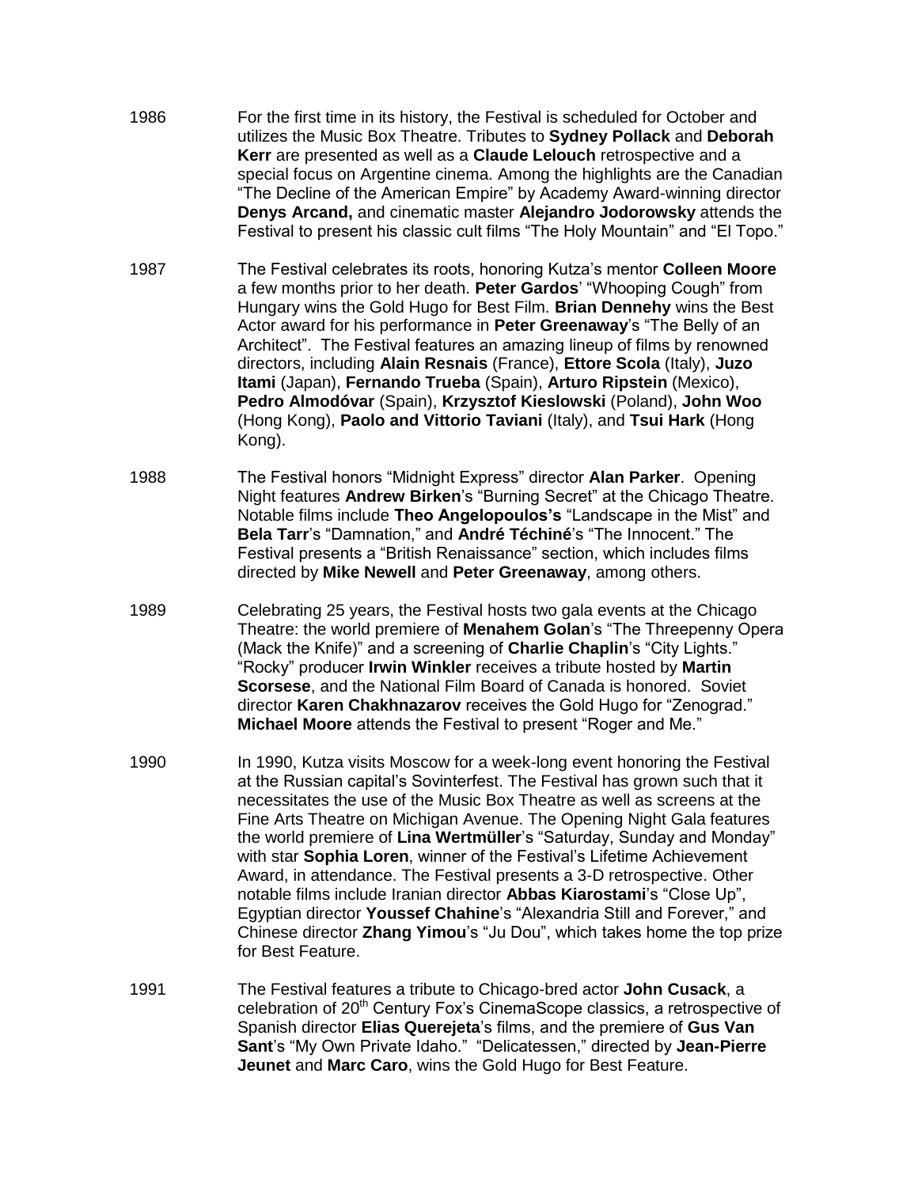1986 For the first time in its history, the Festival is scheduled for October and utilizes the Music Box Theatre. Tributes to **Sydney Pollack** and **Deborah Kerr** are presented as well as a **Claude Lelouch** retrospective and a special focus on Argentine cinema. Among the highlights are the Canadian "The Decline of the American Empire" by Academy Award-winning director **Denys Arcand,** and cinematic master **Alejandro Jodorowsky** attends the Festival to present his classic cult films "The Holy Mountain" and "El Topo."

1987 The Festival celebrates its roots, honoring Kutza's mentor **Colleen Moore** a few months prior to her death. **Peter Gardos**' "Whooping Cough" from Hungary wins the Gold Hugo for Best Film. **Brian Dennehy** wins the Best Actor award for his performance in **Peter Greenaway**'s "The Belly of an Architect". The Festival features an amazing lineup of films by renowned directors, including **Alain Resnais** (France), **Ettore Scola** (Italy), **Juzo Itami** (Japan), **Fernando Trueba** (Spain), **Arturo Ripstein** (Mexico), **Pedro Almodóvar** (Spain), **Krzysztof Kieslowski** (Poland), **John Woo** (Hong Kong), **Paolo and Vittorio Taviani** (Italy), and **Tsui Hark** (Hong Kong).

1988 The Festival honors "Midnight Express" director **Alan Parker**. Opening Night features **Andrew Birken**'s "Burning Secret" at the Chicago Theatre. Notable films include **Theo Angelopoulos's** "Landscape in the Mist" and **Bela Tarr**'s "Damnation," and **André Téchiné**'s "The Innocent." The Festival presents a "British Renaissance" section, which includes films directed by **Mike Newell** and **Peter Greenaway**, among others.

1989 Celebrating 25 years, the Festival hosts two gala events at the Chicago Theatre: the world premiere of **Menahem Golan**'s "The Threepenny Opera (Mack the Knife)" and a screening of **Charlie Chaplin**'s "City Lights." "Rocky" producer **Irwin Winkler** receives a tribute hosted by **Martin Scorsese**, and the National Film Board of Canada is honored. Soviet director **Karen Chakhnazarov** receives the Gold Hugo for "Zenograd." **Michael Moore** attends the Festival to present "Roger and Me."

1990 In 1990, Kutza visits Moscow for a week-long event honoring the Festival at the Russian capital's Sovinterfest. The Festival has grown such that it necessitates the use of the Music Box Theatre as well as screens at the Fine Arts Theatre on Michigan Avenue. The Opening Night Gala features the world premiere of **Lina Wertmüller**'s "Saturday, Sunday and Monday" with star **Sophia Loren**, winner of the Festival's Lifetime Achievement Award, in attendance. The Festival presents a 3-D retrospective. Other notable films include Iranian director **Abbas Kiarostami**'s "Close Up", Egyptian director **Youssef Chahine**'s "Alexandria Still and Forever," and Chinese director **Zhang Yimou**'s "Ju Dou", which takes home the top prize for Best Feature.

1991 The Festival features a tribute to Chicago-bred actor **John Cusack**, a celebration of 20th Century Fox's CinemaScope classics, a retrospective of Spanish director **Elias Querejeta**'s films, and the premiere of **Gus Van Sant**'s "My Own Private Idaho." "Delicatessen," directed by **Jean-Pierre Jeunet** and **Marc Caro**, wins the Gold Hugo for Best Feature.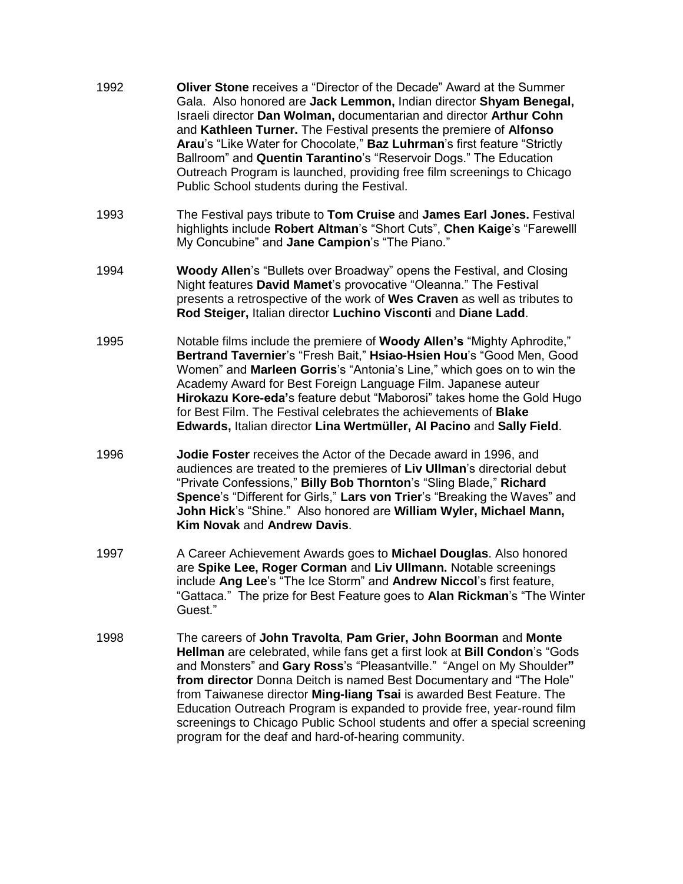1992 **Oliver Stone** receives a "Director of the Decade" Award at the Summer Gala. Also honored are **Jack Lemmon,** Indian director **Shyam Benegal,** Israeli director **Dan Wolman,** documentarian and director **Arthur Cohn** and **Kathleen Turner.** The Festival presents the premiere of **Alfonso Arau**'s "Like Water for Chocolate," **Baz Luhrman**'s first feature "Strictly Ballroom" and **Quentin Tarantino**'s "Reservoir Dogs." The Education Outreach Program is launched, providing free film screenings to Chicago Public School students during the Festival.

1993 The Festival pays tribute to **Tom Cruise** and **James Earl Jones.** Festival highlights include **Robert Altman**'s "Short Cuts", **Chen Kaige**'s "Farewelll My Concubine" and **Jane Campion**'s "The Piano."

1994 **Woody Allen**'s "Bullets over Broadway" opens the Festival, and Closing Night features **David Mamet**'s provocative "Oleanna." The Festival presents a retrospective of the work of **Wes Craven** as well as tributes to **Rod Steiger,** Italian director **Luchino Visconti** and **Diane Ladd**.

1995 Notable films include the premiere of **Woody Allen's** "Mighty Aphrodite," **Bertrand Tavernier**'s "Fresh Bait," **Hsiao-Hsien Hou**'s "Good Men, Good Women" and **Marleen Gorris**'s "Antonia's Line," which goes on to win the Academy Award for Best Foreign Language Film. Japanese auteur **Hirokazu Kore-eda'**s feature debut "Maborosi" takes home the Gold Hugo for Best Film. The Festival celebrates the achievements of **Blake Edwards,** Italian director **Lina Wertmüller, Al Pacino** and **Sally Field**.

1996 **Jodie Foster** receives the Actor of the Decade award in 1996, and audiences are treated to the premieres of **Liv Ullman**'s directorial debut "Private Confessions," **Billy Bob Thornton**'s "Sling Blade," **Richard Spence**'s "Different for Girls," **Lars von Trier**'s "Breaking the Waves" and **John Hick**'s "Shine." Also honored are **William Wyler, Michael Mann, Kim Novak** and **Andrew Davis**.

1997 A Career Achievement Awards goes to **Michael Douglas**. Also honored are **Spike Lee, Roger Corman** and **Liv Ullmann.** Notable screenings include **Ang Lee**'s "The Ice Storm" and **Andrew Niccol**'s first feature, "Gattaca." The prize for Best Feature goes to **Alan Rickman**'s "The Winter Guest."

1998 The careers of **John Travolta**, **Pam Grier, John Boorman** and **Monte Hellman** are celebrated, while fans get a first look at **Bill Condon**'s "Gods and Monsters" and **Gary Ross**'s "Pleasantville." "Angel on My Shoulder**" from director** Donna Deitch is named Best Documentary and "The Hole" from Taiwanese director **Ming-liang Tsai** is awarded Best Feature. The Education Outreach Program is expanded to provide free, year-round film screenings to Chicago Public School students and offer a special screening program for the deaf and hard-of-hearing community.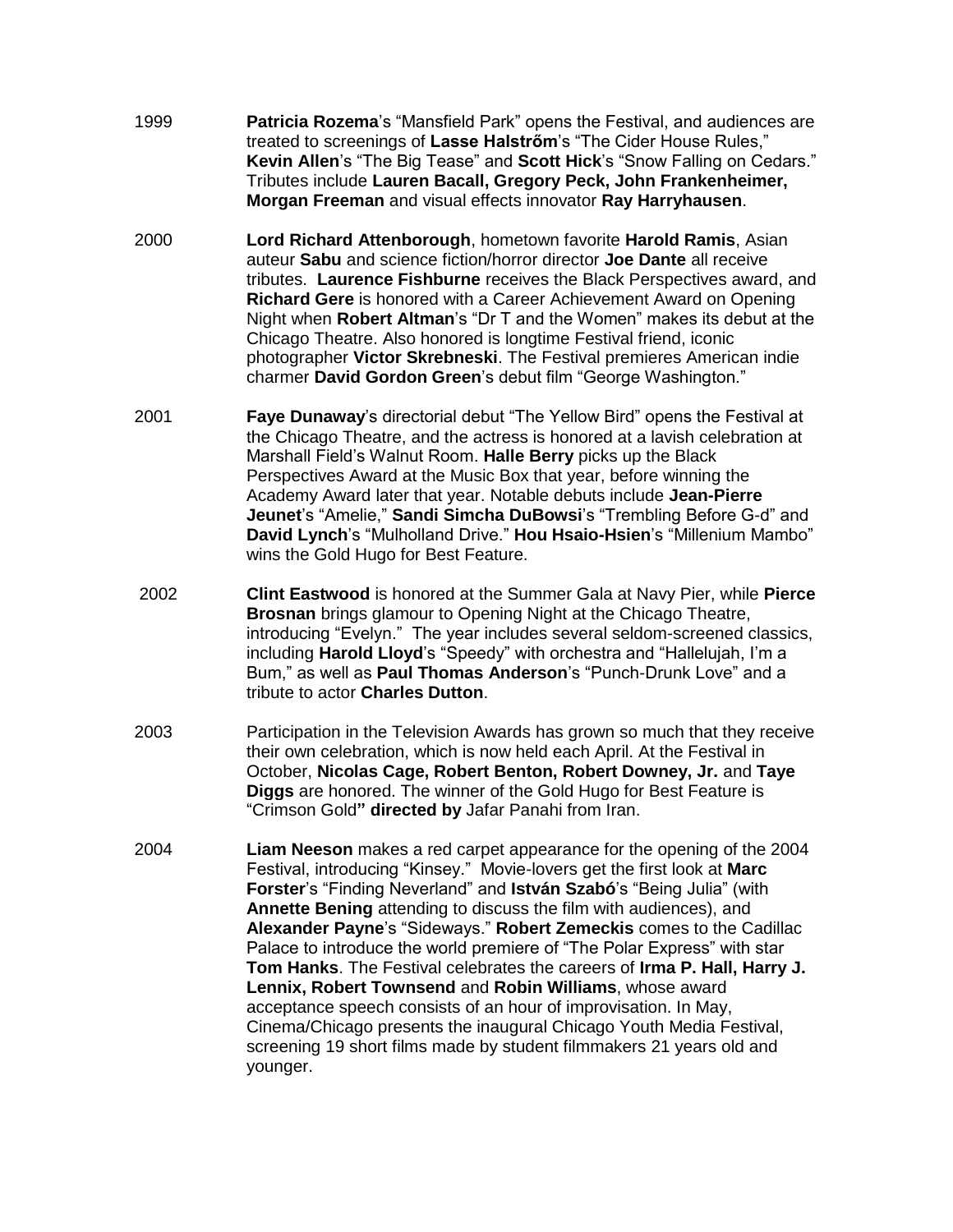1999 **Patricia Rozema**'s "Mansfield Park" opens the Festival, and audiences are treated to screenings of **Lasse Halstrőm**'s "The Cider House Rules," **Kevin Allen**'s "The Big Tease" and **Scott Hick**'s "Snow Falling on Cedars." Tributes include **Lauren Bacall, Gregory Peck, John Frankenheimer, Morgan Freeman** and visual effects innovator **Ray Harryhausen**.

2000 **Lord Richard Attenborough**, hometown favorite **Harold Ramis**, Asian auteur **Sabu** and science fiction/horror director **Joe Dante** all receive tributes. **Laurence Fishburne** receives the Black Perspectives award, and **Richard Gere** is honored with a Career Achievement Award on Opening Night when **Robert Altman**'s "Dr T and the Women" makes its debut at the Chicago Theatre. Also honored is longtime Festival friend, iconic photographer **Victor Skrebneski**. The Festival premieres American indie charmer **David Gordon Green**'s debut film "George Washington."

2001 **Faye Dunaway**'s directorial debut "The Yellow Bird" opens the Festival at the Chicago Theatre, and the actress is honored at a lavish celebration at Marshall Field's Walnut Room. **Halle Berry** picks up the Black Perspectives Award at the Music Box that year, before winning the Academy Award later that year. Notable debuts include **Jean-Pierre Jeunet**'s "Amelie," **Sandi Simcha DuBowsi**'s "Trembling Before G-d" and **David Lynch**'s "Mulholland Drive." **Hou Hsaio-Hsien**'s "Millenium Mambo" wins the Gold Hugo for Best Feature.

2002 **Clint Eastwood** is honored at the Summer Gala at Navy Pier, while **Pierce Brosnan** brings glamour to Opening Night at the Chicago Theatre, introducing "Evelyn." The year includes several seldom-screened classics, including **Harold Lloyd**'s "Speedy" with orchestra and "Hallelujah, I'm a Bum," as well as **Paul Thomas Anderson**'s "Punch-Drunk Love" and a tribute to actor **Charles Dutton**.

2003 Participation in the Television Awards has grown so much that they receive their own celebration, which is now held each April. At the Festival in October, **Nicolas Cage, Robert Benton, Robert Downey, Jr.** and **Taye Diggs** are honored. The winner of the Gold Hugo for Best Feature is "Crimson Gold**" directed by** Jafar Panahi from Iran.

2004 **Liam Neeson** makes a red carpet appearance for the opening of the 2004 Festival, introducing "Kinsey." Movie-lovers get the first look at **Marc Forster**'s "Finding Neverland" and **István Szabó**'s "Being Julia" (with **Annette Bening** attending to discuss the film with audiences), and **Alexander Payne**'s "Sideways." **Robert Zemeckis** comes to the Cadillac Palace to introduce the world premiere of "The Polar Express" with star **Tom Hanks**. The Festival celebrates the careers of **Irma P. Hall, Harry J. Lennix, Robert Townsend** and **Robin Williams**, whose award acceptance speech consists of an hour of improvisation. In May, Cinema/Chicago presents the inaugural Chicago Youth Media Festival, screening 19 short films made by student filmmakers 21 years old and younger.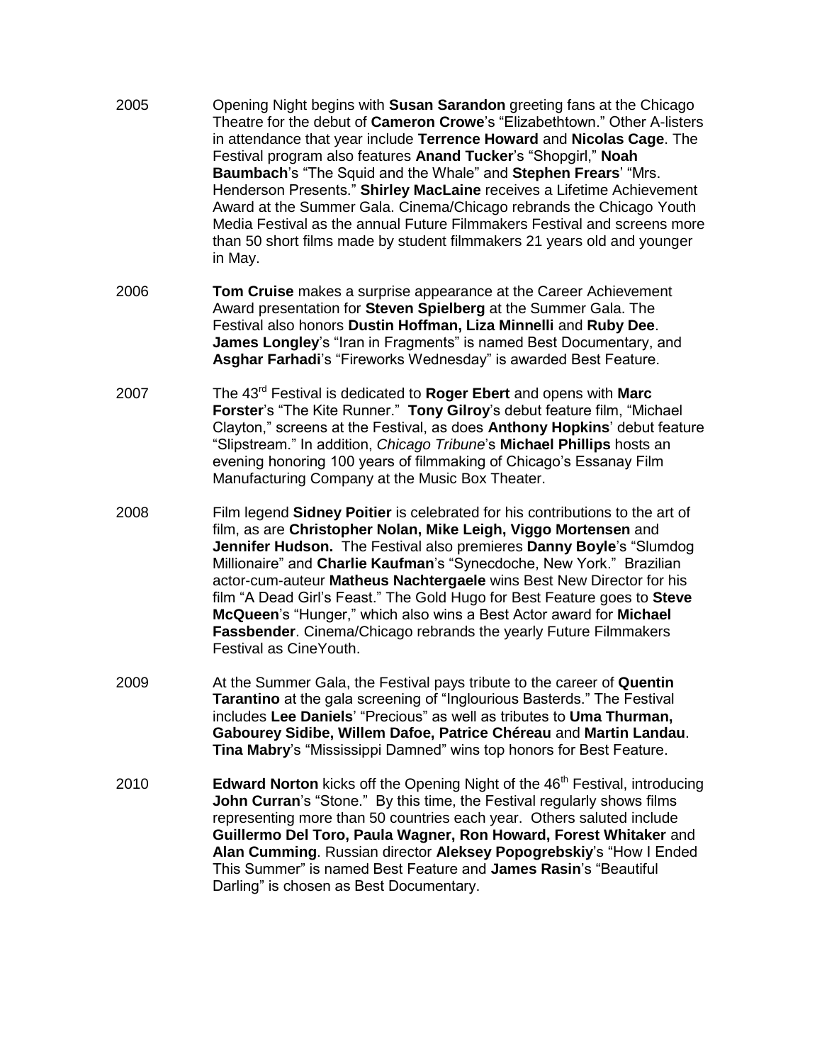2005 Opening Night begins with **Susan Sarandon** greeting fans at the Chicago Theatre for the debut of **Cameron Crowe**'s "Elizabethtown." Other A-listers in attendance that year include **Terrence Howard** and **Nicolas Cage**. The Festival program also features **Anand Tucker**'s "Shopgirl," **Noah Baumbach**'s "The Squid and the Whale" and **Stephen Frears**' "Mrs. Henderson Presents." **Shirley MacLaine** receives a Lifetime Achievement Award at the Summer Gala. Cinema/Chicago rebrands the Chicago Youth Media Festival as the annual Future Filmmakers Festival and screens more than 50 short films made by student filmmakers 21 years old and younger in May.

2006 **Tom Cruise** makes a surprise appearance at the Career Achievement Award presentation for **Steven Spielberg** at the Summer Gala. The Festival also honors **Dustin Hoffman, Liza Minnelli** and **Ruby Dee**. **James Longley**'s "Iran in Fragments" is named Best Documentary, and **Asghar Farhadi**'s "Fireworks Wednesday" is awarded Best Feature.

2007 The 43rd Festival is dedicated to **Roger Ebert** and opens with **Marc Forster**'s "The Kite Runner." **Tony Gilroy**'s debut feature film, "Michael Clayton," screens at the Festival, as does **Anthony Hopkins**' debut feature "Slipstream." In addition, *Chicago Tribune*'s **Michael Phillips** hosts an evening honoring 100 years of filmmaking of Chicago's Essanay Film Manufacturing Company at the Music Box Theater.

2008 Film legend **Sidney Poitier** is celebrated for his contributions to the art of film, as are **Christopher Nolan, Mike Leigh, Viggo Mortensen** and **Jennifer Hudson.** The Festival also premieres **Danny Boyle**'s "Slumdog Millionaire" and **Charlie Kaufman**'s "Synecdoche, New York." Brazilian actor-cum-auteur **Matheus Nachtergaele** wins Best New Director for his film "A Dead Girl's Feast." The Gold Hugo for Best Feature goes to **Steve McQueen**'s "Hunger," which also wins a Best Actor award for **Michael Fassbender**. Cinema/Chicago rebrands the yearly Future Filmmakers Festival as CineYouth.

2009 At the Summer Gala, the Festival pays tribute to the career of **Quentin Tarantino** at the gala screening of "Inglourious Basterds." The Festival includes **Lee Daniels**' "Precious" as well as tributes to **Uma Thurman, Gabourey Sidibe, Willem Dafoe, Patrice Chéreau** and **Martin Landau**. **Tina Mabry**'s "Mississippi Damned" wins top honors for Best Feature.

2010 **Edward Norton** kicks off the Opening Night of the 46th Festival, introducing **John Curran**'s "Stone." By this time, the Festival regularly shows films representing more than 50 countries each year. Others saluted include **Guillermo Del Toro, Paula Wagner, Ron Howard, Forest Whitaker** and **Alan Cumming**. Russian director **Aleksey Popogrebskiy**'s "How I Ended This Summer" is named Best Feature and **James Rasin**'s "Beautiful Darling" is chosen as Best Documentary.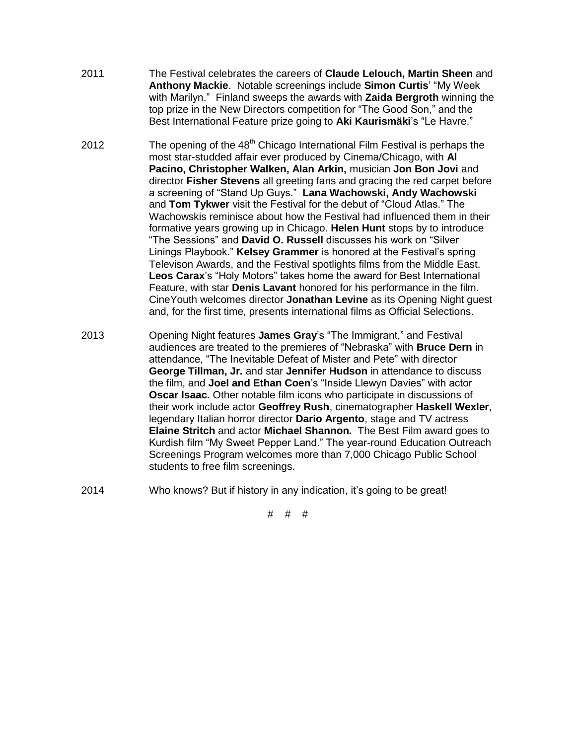2011 The Festival celebrates the careers of **Claude Lelouch, Martin Sheen** and **Anthony Mackie**. Notable screenings include **Simon Curtis**' "My Week with Marilyn." Finland sweeps the awards with **Zaida Bergroth** winning the top prize in the New Directors competition for "The Good Son," and the Best International Feature prize going to **Aki Kaurismäki**'s "Le Havre."

2012 The opening of the 48th Chicago International Film Festival is perhaps the most star-studded affair ever produced by Cinema/Chicago, with **Al Pacino, Christopher Walken, Alan Arkin,** musician **Jon Bon Jovi** and director **Fisher Stevens** all greeting fans and gracing the red carpet before a screening of "Stand Up Guys." **Lana Wachowski, Andy Wachowski** and **Tom Tykwer** visit the Festival for the debut of "Cloud Atlas." The Wachowskis reminisce about how the Festival had influenced them in their formative years growing up in Chicago. **Helen Hunt** stops by to introduce "The Sessions" and **David O. Russell** discusses his work on "Silver Linings Playbook." **Kelsey Grammer** is honored at the Festival's spring Televison Awards, and the Festival spotlights films from the Middle East. **Leos Carax**'s "Holy Motors" takes home the award for Best International Feature, with star **Denis Lavant** honored for his performance in the film. CineYouth welcomes director **Jonathan Levine** as its Opening Night guest and, for the first time, presents international films as Official Selections.

2013 Opening Night features **James Gray**'s "The Immigrant," and Festival audiences are treated to the premieres of "Nebraska" with **Bruce Dern** in attendance, "The Inevitable Defeat of Mister and Pete" with director **George Tillman, Jr.** and star **Jennifer Hudson** in attendance to discuss the film, and **Joel and Ethan Coen**'s "Inside Llewyn Davies" with actor **Oscar Isaac.** Other notable film icons who participate in discussions of their work include actor **Geoffrey Rush**, cinematographer **Haskell Wexler**, legendary Italian horror director **Dario Argento**, stage and TV actress **Elaine Stritch** and actor **Michael Shannon.** The Best Film award goes to Kurdish film "My Sweet Pepper Land." The year-round Education Outreach Screenings Program welcomes more than 7,000 Chicago Public School students to free film screenings.

2014 Who knows? But if history in any indication, it's going to be great!

# # #